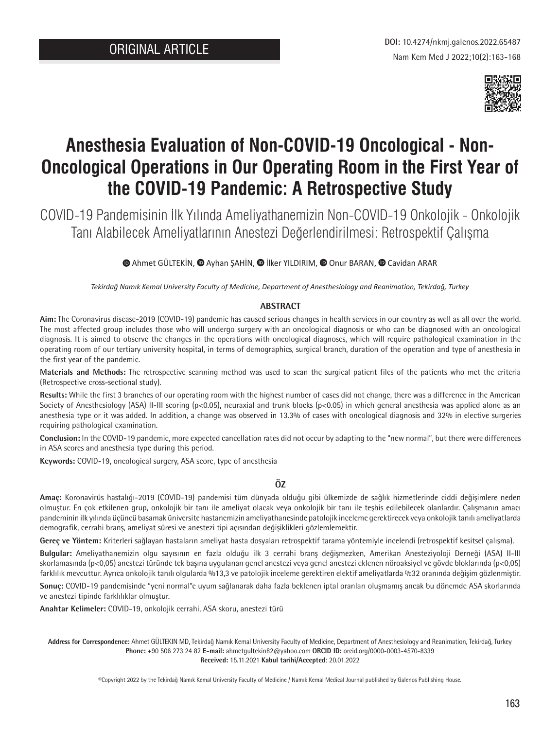ORIGINAL ARTICLE

DOI: 10.4274/nkmj.galenos.2022.65487

# Anesthesia Evaluation of Non-COVID-19 Oncological - Non-Oncological Operations in Our Operating Room in the First Year of the COVID-19 Pandemic: A Retrospective Study

## COVID-19 Pandemisinin İlk Yılında Ameliyathanemizin Non-COVID-19 Onkolojik - Onkolojik Tanı Alabilecek Ameliyatlarının Anestezi Değerlendirilmesi: Retrospektif Çalışma

Ahmet GÜLTEKİN, Ayhan ŞAHİN, İlker YILDIRIM, Onur BARAN, Cavidan ARAR

*Tekirdağ Namık Kemal University Faculty of Medicine, Department of Anesthesiology and Reanimation, Tekirdağ, Turkey*

### ABSTRACT

**Aim:** The Coronavirus disease-2019 (COVID-19) pandemic has caused serious changes in health services in our country as well as all over the world. The most affected group includes those who will undergo surgery with an oncological diagnosis or who can be diagnosed with an oncological diagnosis. It is aimed to observe the changes in the operations with oncological diagnoses, which will require pathological examination in the operating room of our tertiary university hospital, in terms of demographics, surgical branch, duration of the operation and type of anesthesia in the first year of the pandemic.

**Materials and Methods:** The retrospective scanning method was used to scan the surgical patient files of the patients who met the criteria (Retrospective cross-sectional study).

**Results:** While the first 3 branches of our operating room with the highest number of cases did not change, there was a difference in the American Society of Anesthesiology (ASA) II-III scoring ($p<0.05$), neuraxial and trunk blocks ($p<0.05$) in which general anesthesia was applied alone as an anesthesia type or it was added. In addition, a change was observed in 13.3% of cases with oncological diagnosis and 32% in elective surgeries requiring pathological examination.

**Conclusion:** In the COVID-19 pandemic, more expected cancellation rates did not occur by adapting to the "new normal", but there were differences in ASA scores and anesthesia type during this period.

**Keywords:** COVID-19, oncological surgery, ASA score, type of anesthesia

### ÖZ

**Amaç:** Koronavirüs hastalığı-2019 (COVID-19) pandemisi tüm dünyada olduğu gibi ülkemizde de sağlık hizmetlerinde ciddi değişimlere neden olmuştur. En çok etkilenen grup, onkolojik bir tanı ile ameliyat olacak veya onkolojik bir tanı ile teşhis edilebilecek olanlardır. Çalışmanın amacı pandeminin ilk yılında üçüncü basamak üniversite hastanemizin ameliyathanesinde patolojik inceleme gerektirecek veya onkolojik tanılı ameliyatlarda demografik, cerrahi branş, ameliyat süresi ve anestezi tipi açısından değişiklikleri gözlemlemektir.

**Gereç ve Yöntem:** Kriterleri sağlayan hastaların ameliyat hasta dosyaları retrospektif tarama yöntemiyle incelendi (retrospektif kesitsel çalışma).

**Bulgular:** Ameliyathanemizin olgu sayısının en fazla olduğu ilk 3 cerrahi branş değişmezken, Amerikan Anesteziyoloji Derneği (ASA) II-III skorlamasında ($p<0,05$) anestezi türünde tek başına uygulanan genel anestezi veya genel anestezi eklenen nöroaksiyel ve gövde bloklarında ($p<0,05$) farklılık mevcuttur. Ayrıca onkolojik tanılı olgularda %13,3 ve patolojik inceleme gerektiren elektif ameliyatlarda %32 oranında değişim gözlenmiştir.

**Sonuç:** COVID-19 pandemisinde "yeni normal"e uyum sağlanarak daha fazla beklenen iptal oranları oluşmamış ancak bu dönemde ASA skorlarında ve anestezi tipinde farklılıklar olmuştur.

**Anahtar Kelimeler:** COVID-19, onkolojik cerrahi, ASA skoru, anestezi türü

**Address for Correspondence:** Ahmet GÜLTEKIN MD, Tekirdağ Namık Kemal University Faculty of Medicine, Department of Anesthesiology and Reanimation, Tekirdağ, Turkey
**Phone:** +90 506 273 24 82 **E-mail:** ahmetgultekin82@yahoo.com **ORCID ID:** orcid.org/0000-0003-4570-8339
**Received:** 15.11.2021 **Kabul tarihi/Accepted**: 20.01.2022

©Copyright 2022 by the Tekirdağ Namık Kemal University Faculty of Medicine / Namık Kemal Medical Journal published by Galenos Publishing House.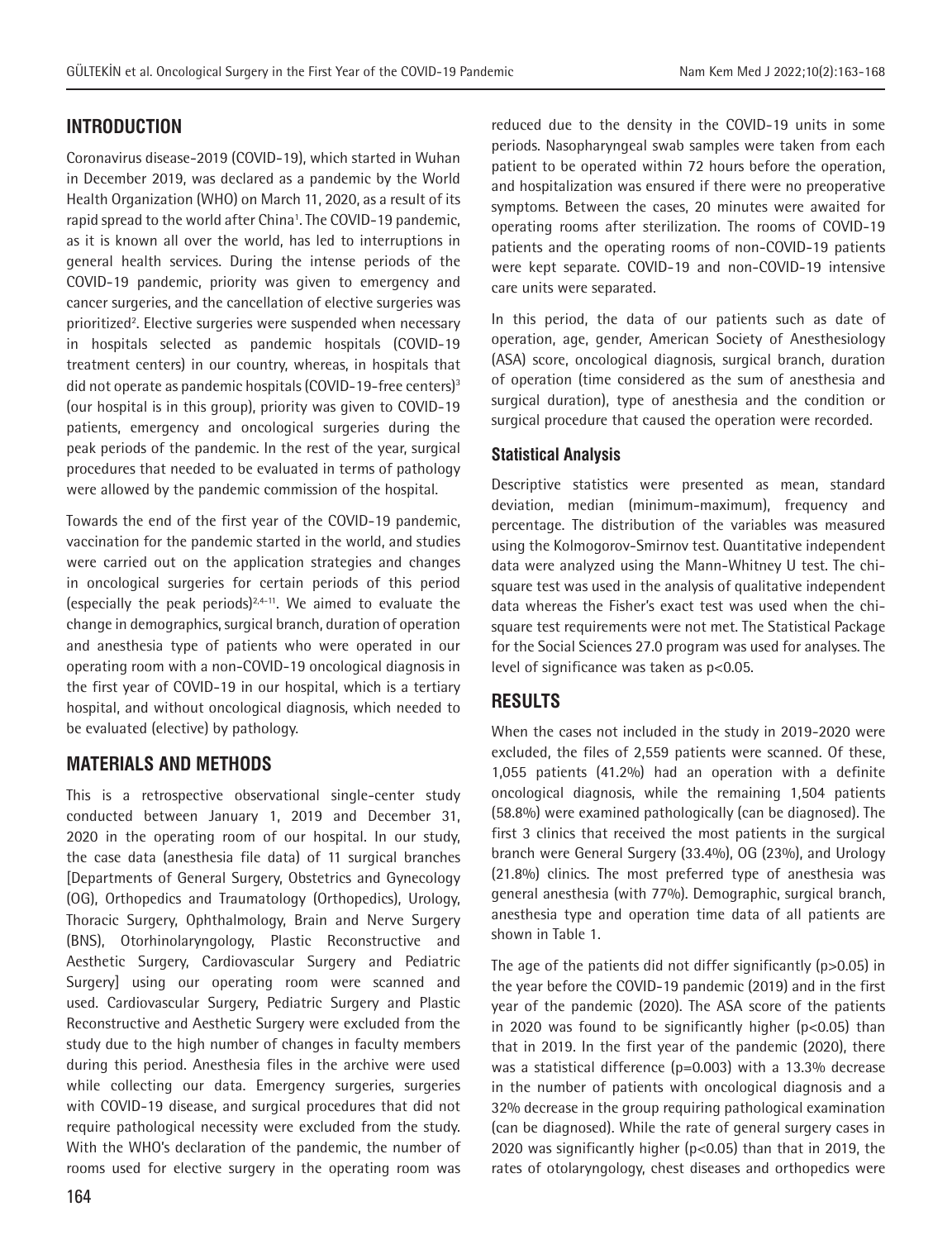## INTRODUCTION

Coronavirus disease-2019 (COVID-19), which started in Wuhan in December 2019, was declared as a pandemic by the World Health Organization (WHO) on March 11, 2020, as a result of its rapid spread to the world after China[1]. The COVID-19 pandemic, as it is known all over the world, has led to interruptions in general health services. During the intense periods of the COVID-19 pandemic, priority was given to emergency and cancer surgeries, and the cancellation of elective surgeries was prioritized[2]. Elective surgeries were suspended when necessary in hospitals selected as pandemic hospitals (COVID-19 treatment centers) in our country, whereas, in hospitals that did not operate as pandemic hospitals (COVID-19-free centers)[3] (our hospital is in this group), priority was given to COVID-19 patients, emergency and oncological surgeries during the peak periods of the pandemic. In the rest of the year, surgical procedures that needed to be evaluated in terms of pathology were allowed by the pandemic commission of the hospital.

Towards the end of the first year of the COVID-19 pandemic, vaccination for the pandemic started in the world, and studies were carried out on the application strategies and changes in oncological surgeries for certain periods of this period (especially the peak periods)[2,4-11]. We aimed to evaluate the change in demographics, surgical branch, duration of operation and anesthesia type of patients who were operated in our operating room with a non-COVID-19 oncological diagnosis in the first year of COVID-19 in our hospital, which is a tertiary hospital, and without oncological diagnosis, which needed to be evaluated (elective) by pathology.

## MATERIALS AND METHODS

This is a retrospective observational single-center study conducted between January 1, 2019 and December 31, 2020 in the operating room of our hospital. In our study, the case data (anesthesia file data) of 11 surgical branches [Departments of General Surgery, Obstetrics and Gynecology (OG), Orthopedics and Traumatology (Orthopedics), Urology, Thoracic Surgery, Ophthalmology, Brain and Nerve Surgery (BNS), Otorhinolaryngology, Plastic Reconstructive and Aesthetic Surgery, Cardiovascular Surgery and Pediatric Surgery] using our operating room were scanned and used. Cardiovascular Surgery, Pediatric Surgery and Plastic Reconstructive and Aesthetic Surgery were excluded from the study due to the high number of changes in faculty members during this period. Anesthesia files in the archive were used while collecting our data. Emergency surgeries, surgeries with COVID-19 disease, and surgical procedures that did not require pathological necessity were excluded from the study. With the WHO's declaration of the pandemic, the number of rooms used for elective surgery in the operating room was reduced due to the density in the COVID-19 units in some periods. Nasopharyngeal swab samples were taken from each patient to be operated within 72 hours before the operation, and hospitalization was ensured if there were no preoperative symptoms. Between the cases, 20 minutes were awaited for operating rooms after sterilization. The rooms of COVID-19 patients and the operating rooms of non-COVID-19 patients were kept separate. COVID-19 and non-COVID-19 intensive care units were separated.

In this period, the data of our patients such as date of operation, age, gender, American Society of Anesthesiology (ASA) score, oncological diagnosis, surgical branch, duration of operation (time considered as the sum of anesthesia and surgical duration), type of anesthesia and the condition or surgical procedure that caused the operation were recorded.

### Statistical Analysis

Descriptive statistics were presented as mean, standard deviation, median (minimum-maximum), frequency and percentage. The distribution of the variables was measured using the Kolmogorov-Smirnov test. Quantitative independent data were analyzed using the Mann-Whitney U test. The chi-square test was used in the analysis of qualitative independent data whereas the Fisher's exact test was used when the chi-square test requirements were not met. The Statistical Package for the Social Sciences 27.0 program was used for analyses. The level of significance was taken as $p<0.05$.

## RESULTS

When the cases not included in the study in 2019-2020 were excluded, the files of 2,559 patients were scanned. Of these, 1,055 patients (41.2%) had an operation with a definite oncological diagnosis, while the remaining 1,504 patients (58.8%) were examined pathologically (can be diagnosed). The first 3 clinics that received the most patients in the surgical branch were General Surgery (33.4%), OG (23%), and Urology (21.8%) clinics. The most preferred type of anesthesia was general anesthesia (with 77%). Demographic, surgical branch, anesthesia type and operation time data of all patients are shown in Table 1.

The age of the patients did not differ significantly ($p>0.05$) in the year before the COVID-19 pandemic (2019) and in the first year of the pandemic (2020). The ASA score of the patients in 2020 was found to be significantly higher ($p<0.05$) than that in 2019. In the first year of the pandemic (2020), there was a statistical difference ($p=0.003$) with a 13.3% decrease in the number of patients with oncological diagnosis and a 32% decrease in the group requiring pathological examination (can be diagnosed). While the rate of general surgery cases in 2020 was significantly higher ($p<0.05$) than that in 2019, the rates of otolaryngology, chest diseases and orthopedics were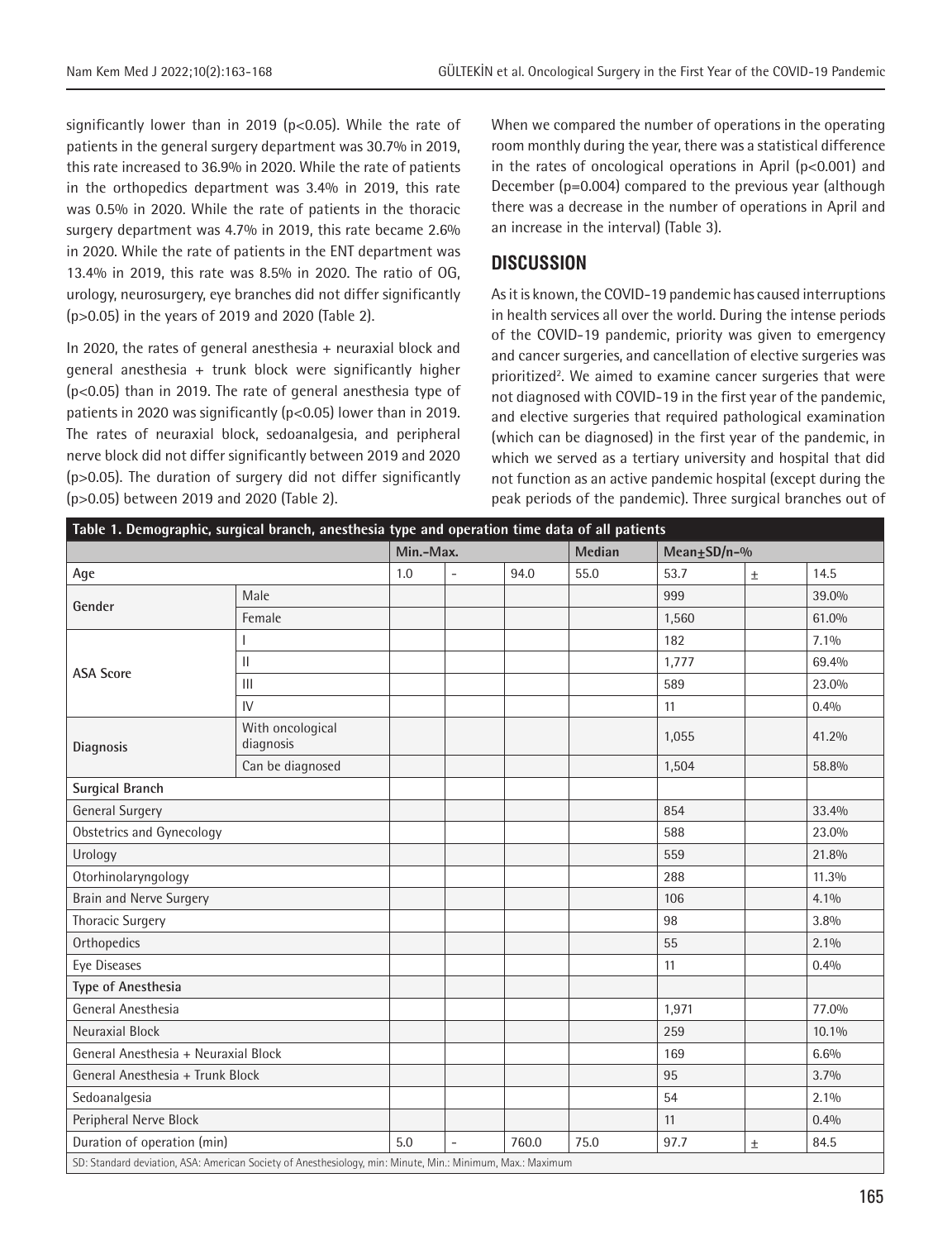significantly lower than in 2019 ($p<0.05$). While the rate of patients in the general surgery department was 30.7% in 2019, this rate increased to 36.9% in 2020. While the rate of patients in the orthopedics department was 3.4% in 2019, this rate was 0.5% in 2020. While the rate of patients in the thoracic surgery department was 4.7% in 2019, this rate became 2.6% in 2020. While the rate of patients in the ENT department was 13.4% in 2019, this rate was 8.5% in 2020. The ratio of OG, urology, neurosurgery, eye branches did not differ significantly ($p>0.05$) in the years of 2019 and 2020 (Table 2).

In 2020, the rates of general anesthesia + neuraxial block and general anesthesia + trunk block were significantly higher ($p<0.05$) than in 2019. The rate of general anesthesia type of patients in 2020 was significantly ($p<0.05$) lower than in 2019. The rates of neuraxial block, sedoanalgesia, and peripheral nerve block did not differ significantly between 2019 and 2020 ($p>0.05$). The duration of surgery did not differ significantly ($p>0.05$) between 2019 and 2020 (Table 2).

When we compared the number of operations in the operating room monthly during the year, there was a statistical difference in the rates of oncological operations in April ($p<0.001$) and December ($p=0.004$) compared to the previous year (although there was a decrease in the number of operations in April and an increase in the interval) (Table 3).

## DISCUSSION

As it is known, the COVID-19 pandemic has caused interruptions in health services all over the world. During the intense periods of the COVID-19 pandemic, priority was given to emergency and cancer surgeries, and cancellation of elective surgeries was prioritized[2]. We aimed to examine cancer surgeries that were not diagnosed with COVID-19 in the first year of the pandemic, and elective surgeries that required pathological examination (which can be diagnosed) in the first year of the pandemic, in which we served as a tertiary university and hospital that did not function as an active pandemic hospital (except during the peak periods of the pandemic). Three surgical branches out of

**Table 1. Demographic, surgical branch, anesthesia type and operation time data of all patients**

| | | Min.-Max. | | | Median | Mean±SD/n-% | | |
|---|---|---|---|---|---|---|---|---|
| Age | | 1.0 | - | 94.0 | 55.0 | 53.7 | ± | 14.5 |
| Gender | Male | | | | | 999 | | 39.0% |
| | Female | | | | | 1,560 | | 61.0% |
| ASA Score | I | | | | | 182 | | 7.1% |
| | II | | | | | 1,777 | | 69.4% |
| | III | | | | | 589 | | 23.0% |
| | IV | | | | | 11 | | 0.4% |
| Diagnosis | With oncological diagnosis | | | | | 1,055 | | 41.2% |
| | Can be diagnosed | | | | | 1,504 | | 58.8% |
| **Surgical Branch** | | | | | | | | |
| General Surgery | | | | | | 854 | | 33.4% |
| Obstetrics and Gynecology | | | | | | 588 | | 23.0% |
| Urology | | | | | | 559 | | 21.8% |
| Otorhinolaryngology | | | | | | 288 | | 11.3% |
| Brain and Nerve Surgery | | | | | | 106 | | 4.1% |
| Thoracic Surgery | | | | | | 98 | | 3.8% |
| Orthopedics | | | | | | 55 | | 2.1% |
| Eye Diseases | | | | | | 11 | | 0.4% |
| **Type of Anesthesia** | | | | | | | | |
| General Anesthesia | | | | | | 1,971 | | 77.0% |
| Neuraxial Block | | | | | | 259 | | 10.1% |
| General Anesthesia + Neuraxial Block | | | | | | 169 | | 6.6% |
| General Anesthesia + Trunk Block | | | | | | 95 | | 3.7% |
| Sedoanalgesia | | | | | | 54 | | 2.1% |
| Peripheral Nerve Block | | | | | | 11 | | 0.4% |
| Duration of operation (min) | | 5.0 | - | 760.0 | 75.0 | 97.7 | ± | 84.5 |

SD: Standard deviation, ASA: American Society of Anesthesiology, min: Minute, Min.: Minimum, Max.: Maximum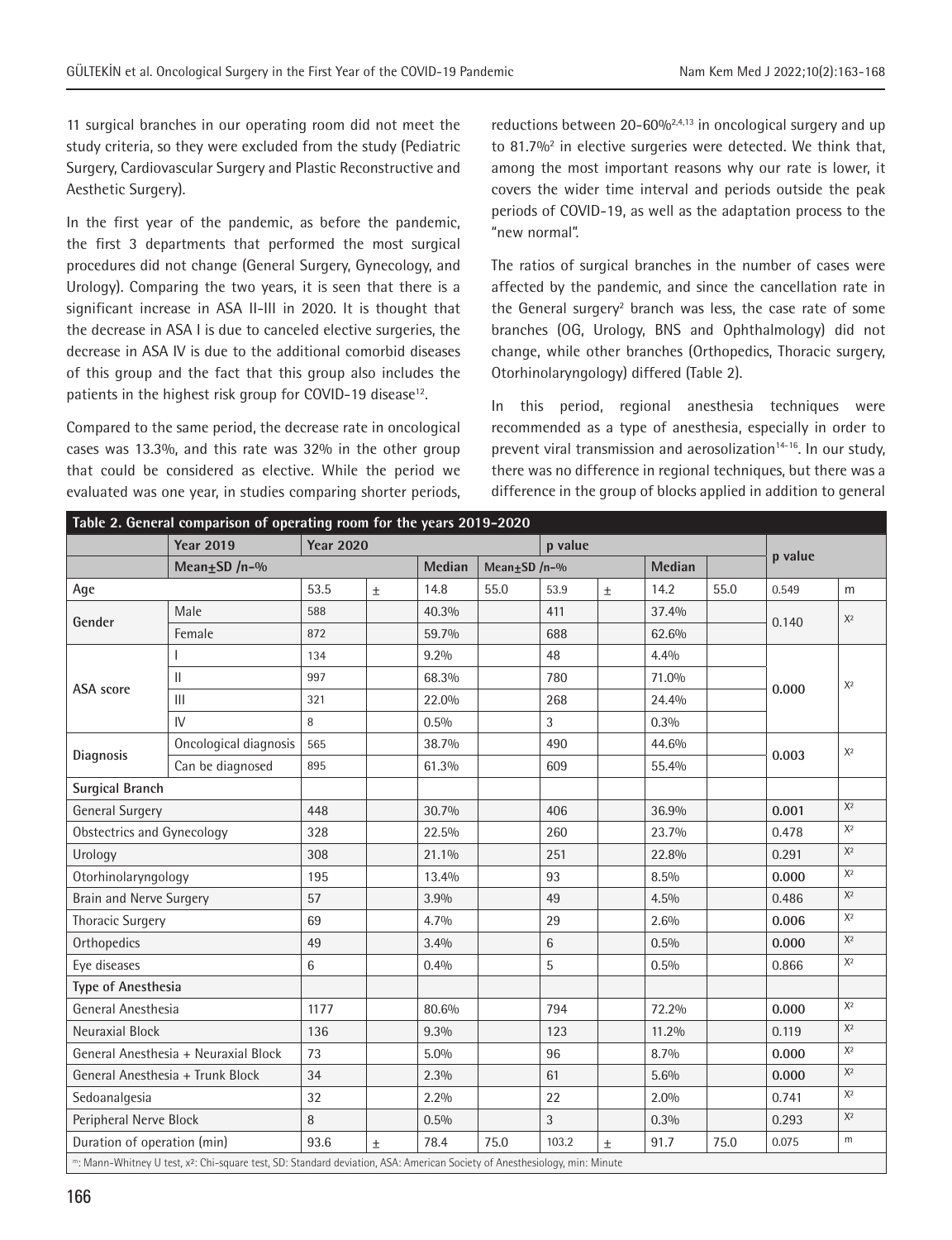11 surgical branches in our operating room did not meet the study criteria, so they were excluded from the study (Pediatric Surgery, Cardiovascular Surgery and Plastic Reconstructive and Aesthetic Surgery).

In the first year of the pandemic, as before the pandemic, the first 3 departments that performed the most surgical procedures did not change (General Surgery, Gynecology, and Urology). Comparing the two years, it is seen that there is a significant increase in ASA II-III in 2020. It is thought that the decrease in ASA I is due to canceled elective surgeries, the decrease in ASA IV is due to the additional comorbid diseases of this group and the fact that this group also includes the patients in the highest risk group for COVID-19 disease[12].

Compared to the same period, the decrease rate in oncological cases was 13.3%, and this rate was 32% in the other group that could be considered as elective. While the period we evaluated was one year, in studies comparing shorter periods, reductions between 20-60%[2,4,13] in oncological surgery and up to 81.7%[2] in elective surgeries were detected. We think that, among the most important reasons why our rate is lower, it covers the wider time interval and periods outside the peak periods of COVID-19, as well as the adaptation process to the "new normal".

The ratios of surgical branches in the number of cases were affected by the pandemic, and since the cancellation rate in the General surgery[2] branch was less, the case rate of some branches (OG, Urology, BNS and Ophthalmology) did not change, while other branches (Orthopedics, Thoracic surgery, Otorhinolaryngology) differed (Table 2).

In this period, regional anesthesia techniques were recommended as a type of anesthesia, especially in order to prevent viral transmission and aerosolization[14-16]. In our study, there was no difference in regional techniques, but there was a difference in the group of blocks applied in addition to general

**Table 2. General comparison of operating room for the years 2019-2020**

| | Year 2019 | Year 2020 | | | | p value | | | | p value | |
|---|---|---|---|---|---|---|---|---|---|---|---|
| | Mean±SD /n-% | | | Median | Mean±SD /n-% | | | Median | | | |
| Age | | 53.5 | ± | 14.8 | 55.0 | 53.9 | ± | 14.2 | 55.0 | 0.549 | m |
| Gender | Male | 588 | | 40.3% | | 411 | | 37.4% | | 0.140 | $X^2$ |
| | Female | 872 | | 59.7% | | 688 | | 62.6% | | | |
| ASA score | I | 134 | | 9.2% | | 48 | | 4.4% | | **0.000** | $X^2$ |
| | II | 997 | | 68.3% | | 780 | | 71.0% | | | |
| | III | 321 | | 22.0% | | 268 | | 24.4% | | | |
| | IV | 8 | | 0.5% | | 3 | | 0.3% | | | |
| Diagnosis | Oncological diagnosis | 565 | | 38.7% | | 490 | | 44.6% | | **0.003** | $X^2$ |
| | Can be diagnosed | 895 | | 61.3% | | 609 | | 55.4% | | | |
| **Surgical Branch** | | | | | | | | | | | |
| General Surgery | | 448 | | 30.7% | | 406 | | 36.9% | | **0.001** | $X^2$ |
| Obstectrics and Gynecology | | 328 | | 22.5% | | 260 | | 23.7% | | 0.478 | $X^2$ |
| Urology | | 308 | | 21.1% | | 251 | | 22.8% | | 0.291 | $X^2$ |
| Otorhinolaryngology | | 195 | | 13.4% | | 93 | | 8.5% | | **0.000** | $X^2$ |
| Brain and Nerve Surgery | | 57 | | 3.9% | | 49 | | 4.5% | | 0.486 | $X^2$ |
| Thoracic Surgery | | 69 | | 4.7% | | 29 | | 2.6% | | **0.006** | $X^2$ |
| Orthopedics | | 49 | | 3.4% | | 6 | | 0.5% | | **0.000** | $X^2$ |
| Eye diseases | | 6 | | 0.4% | | 5 | | 0.5% | | 0.866 | $X^2$ |
| **Type of Anesthesia** | | | | | | | | | | | |
| General Anesthesia | | 1177 | | 80.6% | | 794 | | 72.2% | | **0.000** | $X^2$ |
| Neuraxial Block | | 136 | | 9.3% | | 123 | | 11.2% | | 0.119 | $X^2$ |
| General Anesthesia + Neuraxial Block | | 73 | | 5.0% | | 96 | | 8.7% | | **0.000** | $X^2$ |
| General Anesthesia + Trunk Block | | 34 | | 2.3% | | 61 | | 5.6% | | **0.000** | $X^2$ |
| Sedoanalgesia | | 32 | | 2.2% | | 22 | | 2.0% | | 0.741 | $X^2$ |
| Peripheral Nerve Block | | 8 | | 0.5% | | 3 | | 0.3% | | 0.293 | $X^2$ |
| Duration of operation (min) | | 93.6 | ± | 78.4 | 75.0 | 103.2 | ± | 91.7 | 75.0 | 0.075 | m |

m: Mann-Whitney U test, $x^2$: Chi-square test, SD: Standard deviation, ASA: American Society of Anesthesiology, min: Minute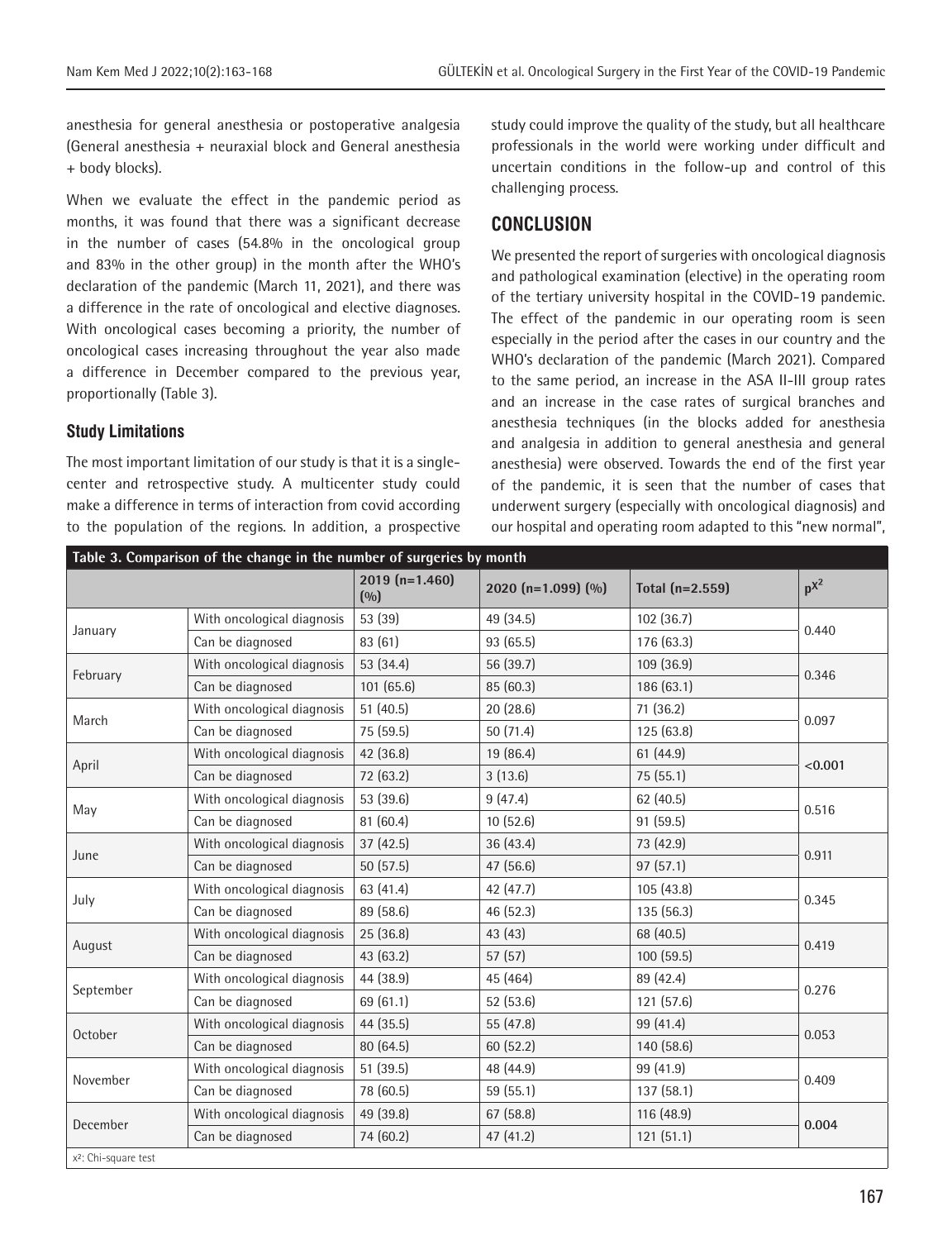anesthesia for general anesthesia or postoperative analgesia (General anesthesia + neuraxial block and General anesthesia + body blocks).

When we evaluate the effect in the pandemic period as months, it was found that there was a significant decrease in the number of cases (54.8% in the oncological group and 83% in the other group) in the month after the WHO's declaration of the pandemic (March 11, 2021), and there was a difference in the rate of oncological and elective diagnoses. With oncological cases becoming a priority, the number of oncological cases increasing throughout the year also made a difference in December compared to the previous year, proportionally (Table 3).

### Study Limitations

The most important limitation of our study is that it is a single-center and retrospective study. A multicenter study could make a difference in terms of interaction from covid according to the population of the regions. In addition, a prospective study could improve the quality of the study, but all healthcare professionals in the world were working under difficult and uncertain conditions in the follow-up and control of this challenging process.

## CONCLUSION

We presented the report of surgeries with oncological diagnosis and pathological examination (elective) in the operating room of the tertiary university hospital in the COVID-19 pandemic. The effect of the pandemic in our operating room is seen especially in the period after the cases in our country and the WHO's declaration of the pandemic (March 2021). Compared to the same period, an increase in the ASA II-III group rates and an increase in the case rates of surgical branches and anesthesia techniques (in the blocks added for anesthesia and analgesia in addition to general anesthesia and general anesthesia) were observed. Towards the end of the first year of the pandemic, it is seen that the number of cases that underwent surgery (especially with oncological diagnosis) and our hospital and operating room adapted to this "new normal",

**Table 3. Comparison of the change in the number of surgeries by month**

| | | 2019 (n=1.460) (%) | 2020 (n=1.099) (%) | Total (n=2.559) | $p^{X^2}$ |
|---|---|---|---|---|---|
| January | With oncological diagnosis | 53 (39) | 49 (34.5) | 102 (36.7) | 0.440 |
| | Can be diagnosed | 83 (61) | 93 (65.5) | 176 (63.3) | |
| February | With oncological diagnosis | 53 (34.4) | 56 (39.7) | 109 (36.9) | 0.346 |
| | Can be diagnosed | 101 (65.6) | 85 (60.3) | 186 (63.1) | |
| March | With oncological diagnosis | 51 (40.5) | 20 (28.6) | 71 (36.2) | 0.097 |
| | Can be diagnosed | 75 (59.5) | 50 (71.4) | 125 (63.8) | |
| April | With oncological diagnosis | 42 (36.8) | 19 (86.4) | 61 (44.9) | **<0.001** |
| | Can be diagnosed | 72 (63.2) | 3 (13.6) | 75 (55.1) | |
| May | With oncological diagnosis | 53 (39.6) | 9 (47.4) | 62 (40.5) | 0.516 |
| | Can be diagnosed | 81 (60.4) | 10 (52.6) | 91 (59.5) | |
| June | With oncological diagnosis | 37 (42.5) | 36 (43.4) | 73 (42.9) | 0.911 |
| | Can be diagnosed | 50 (57.5) | 47 (56.6) | 97 (57.1) | |
| July | With oncological diagnosis | 63 (41.4) | 42 (47.7) | 105 (43.8) | 0.345 |
| | Can be diagnosed | 89 (58.6) | 46 (52.3) | 135 (56.3) | |
| August | With oncological diagnosis | 25 (36.8) | 43 (43) | 68 (40.5) | 0.419 |
| | Can be diagnosed | 43 (63.2) | 57 (57) | 100 (59.5) | |
| September | With oncological diagnosis | 44 (38.9) | 45 (464) | 89 (42.4) | 0.276 |
| | Can be diagnosed | 69 (61.1) | 52 (53.6) | 121 (57.6) | |
| October | With oncological diagnosis | 44 (35.5) | 55 (47.8) | 99 (41.4) | 0.053 |
| | Can be diagnosed | 80 (64.5) | 60 (52.2) | 140 (58.6) | |
| November | With oncological diagnosis | 51 (39.5) | 48 (44.9) | 99 (41.9) | 0.409 |
| | Can be diagnosed | 78 (60.5) | 59 (55.1) | 137 (58.1) | |
| December | With oncological diagnosis | 49 (39.8) | 67 (58.8) | 116 (48.9) | **0.004** |
| | Can be diagnosed | 74 (60.2) | 47 (41.2) | 121 (51.1) | |

$x^2$: Chi-square test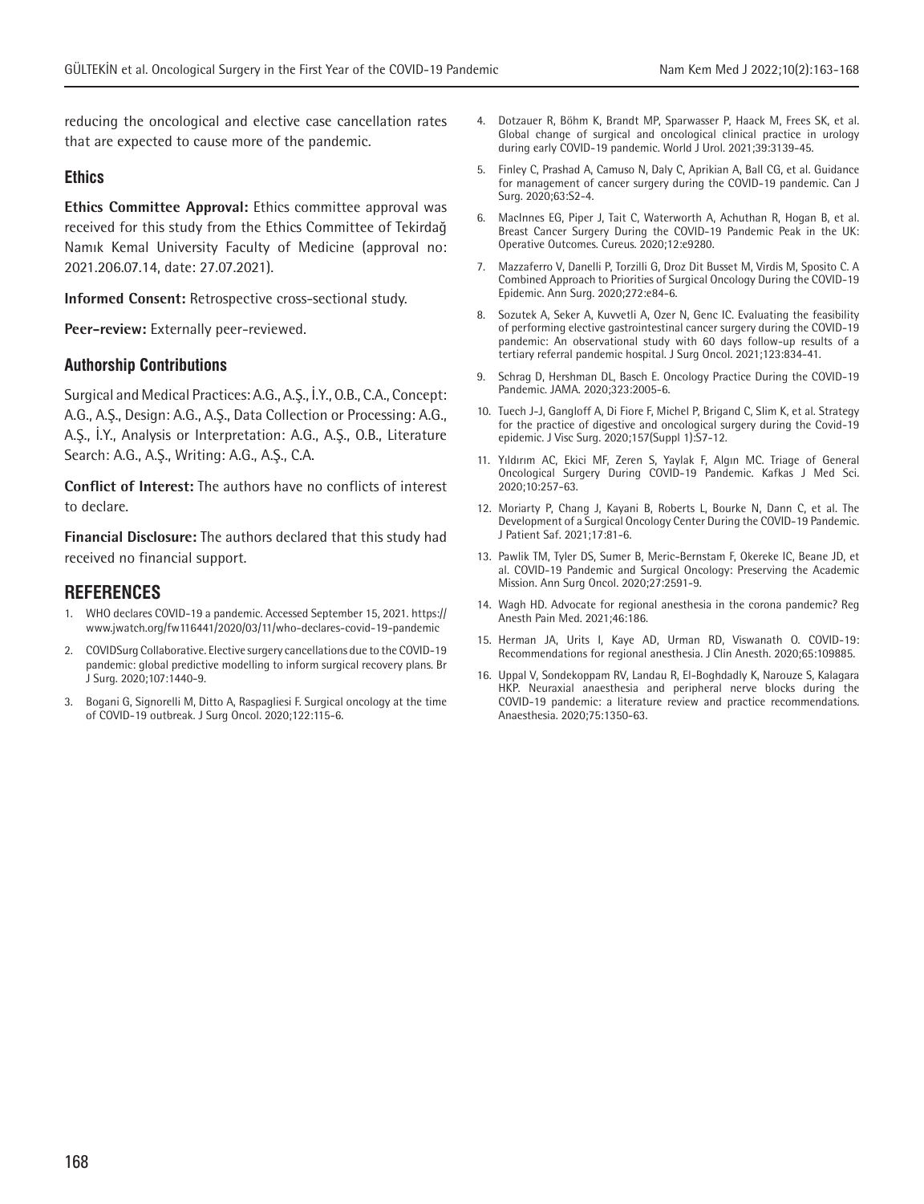reducing the oncological and elective case cancellation rates that are expected to cause more of the pandemic.

### Ethics

**Ethics Committee Approval:** Ethics committee approval was received for this study from the Ethics Committee of Tekirdağ Namık Kemal University Faculty of Medicine (approval no: 2021.206.07.14, date: 27.07.2021).

**Informed Consent:** Retrospective cross-sectional study.

**Peer-review:** Externally peer-reviewed.

### Authorship Contributions

Surgical and Medical Practices: A.G., A.Ş., İ.Y., O.B., C.A., Concept: A.G., A.Ş., Design: A.G., A.Ş., Data Collection or Processing: A.G., A.Ş., İ.Y., Analysis or Interpretation: A.G., A.Ş., O.B., Literature Search: A.G., A.Ş., Writing: A.G., A.Ş., C.A.

**Conflict of Interest:** The authors have no conflicts of interest to declare.

**Financial Disclosure:** The authors declared that this study had received no financial support.

## REFERENCES

1. WHO declares COVID-19 a pandemic. Accessed September 15, 2021. https://www.jwatch.org/fw116441/2020/03/11/who-declares-covid-19-pandemic
2. COVIDSurg Collaborative. Elective surgery cancellations due to the COVID-19 pandemic: global predictive modelling to inform surgical recovery plans. Br J Surg. 2020;107:1440-9.
3. Bogani G, Signorelli M, Ditto A, Raspagliesi F. Surgical oncology at the time of COVID-19 outbreak. J Surg Oncol. 2020;122:115-6.
4. Dotzauer R, Böhm K, Brandt MP, Sparwasser P, Haack M, Frees SK, et al. Global change of surgical and oncological clinical practice in urology during early COVID-19 pandemic. World J Urol. 2021;39:3139-45.
5. Finley C, Prashad A, Camuso N, Daly C, Aprikian A, Ball CG, et al. Guidance for management of cancer surgery during the COVID-19 pandemic. Can J Surg. 2020;63:S2-4.
6. MacInnes EG, Piper J, Tait C, Waterworth A, Achuthan R, Hogan B, et al. Breast Cancer Surgery During the COVID-19 Pandemic Peak in the UK: Operative Outcomes. Cureus. 2020;12:e9280.
7. Mazzaferro V, Danelli P, Torzilli G, Droz Dit Busset M, Virdis M, Sposito C. A Combined Approach to Priorities of Surgical Oncology During the COVID-19 Epidemic. Ann Surg. 2020;272:e84-6.
8. Sozutek A, Seker A, Kuvvetli A, Ozer N, Genc IC. Evaluating the feasibility of performing elective gastrointestinal cancer surgery during the COVID-19 pandemic: An observational study with 60 days follow-up results of a tertiary referral pandemic hospital. J Surg Oncol. 2021;123:834-41.
9. Schrag D, Hershman DL, Basch E. Oncology Practice During the COVID-19 Pandemic. JAMA. 2020;323:2005-6.
10. Tuech J-J, Gangloff A, Di Fiore F, Michel P, Brigand C, Slim K, et al. Strategy for the practice of digestive and oncological surgery during the Covid-19 epidemic. J Visc Surg. 2020;157(Suppl 1):S7-12.
11. Yıldırım AC, Ekici MF, Zeren S, Yaylak F, Algın MC. Triage of General Oncological Surgery During COVID-19 Pandemic. Kafkas J Med Sci. 2020;10:257-63.
12. Moriarty P, Chang J, Kayani B, Roberts L, Bourke N, Dann C, et al. The Development of a Surgical Oncology Center During the COVID-19 Pandemic. J Patient Saf. 2021;17:81-6.
13. Pawlik TM, Tyler DS, Sumer B, Meric-Bernstam F, Okereke IC, Beane JD, et al. COVID-19 Pandemic and Surgical Oncology: Preserving the Academic Mission. Ann Surg Oncol. 2020;27:2591-9.
14. Wagh HD. Advocate for regional anesthesia in the corona pandemic? Reg Anesth Pain Med. 2021;46:186.
15. Herman JA, Urits I, Kaye AD, Urman RD, Viswanath O. COVID-19: Recommendations for regional anesthesia. J Clin Anesth. 2020;65:109885.
16. Uppal V, Sondekoppam RV, Landau R, El-Boghdadly K, Narouze S, Kalagara HKP. Neuraxial anaesthesia and peripheral nerve blocks during the COVID-19 pandemic: a literature review and practice recommendations. Anaesthesia. 2020;75:1350-63.